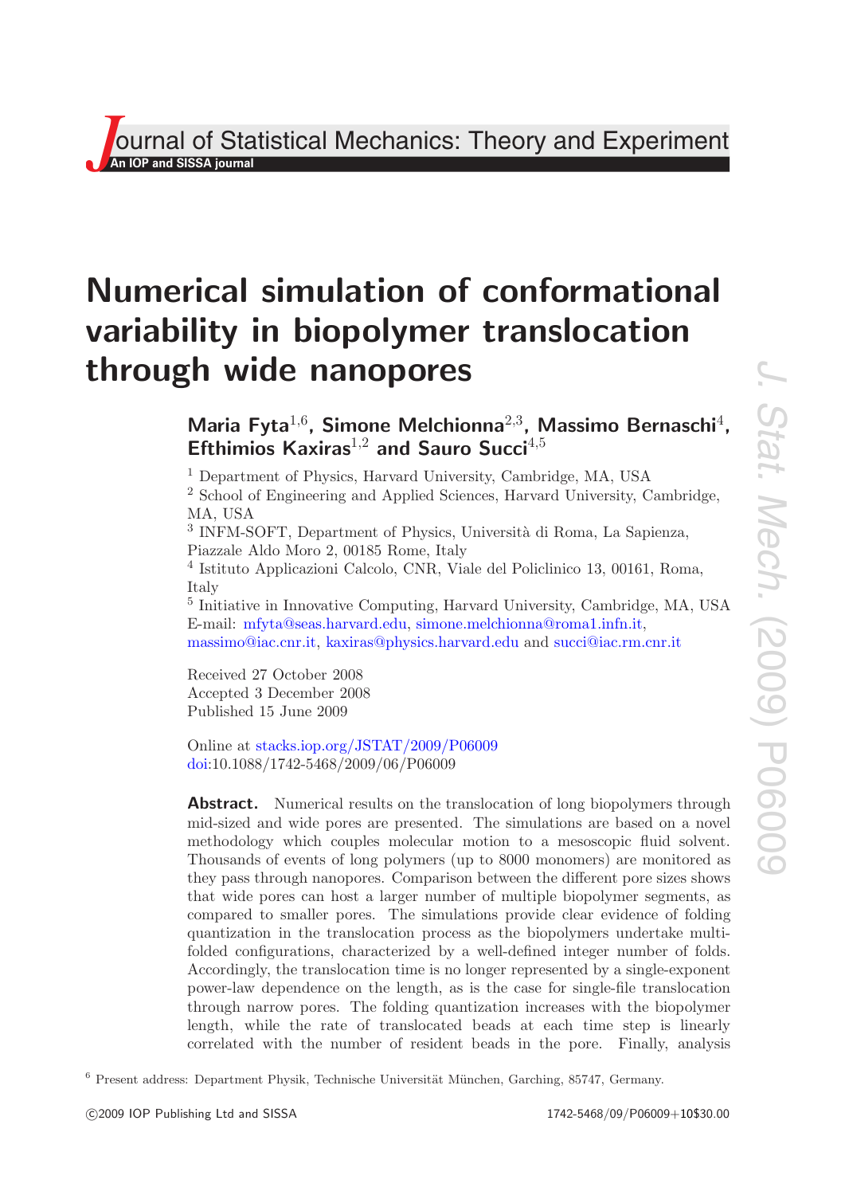# Numerical simulation of conformational variability in biopolymer translocation through wide nanopores

**Maria Fyta[1,6], Simone Melchionna[2,3], Massimo Bernaschi[4], Efthimios Kaxiras[1,2] and Sauro Succi[4,5]**

[1] Department of Physics, Harvard University, Cambridge, MA, USA
[2] School of Engineering and Applied Sciences, Harvard University, Cambridge, MA, USA
[3] INFM-SOFT, Department of Physics, Università di Roma, La Sapienza, Piazzale Aldo Moro 2, 00185 Rome, Italy
[4] Istituto Applicazioni Calcolo, CNR, Viale del Policlinico 13, 00161, Roma, Italy
[5] Initiative in Innovative Computing, Harvard University, Cambridge, MA, USA
E-mail: mfyta@seas.harvard.edu, simone.melchionna@roma1.infn.it, massimo@iac.cnr.it, kaxiras@physics.harvard.edu and succi@iac.rm.cnr.it

Received 27 October 2008
Accepted 3 December 2008
Published 15 June 2009

Online at stacks.iop.org/JSTAT/2009/P06009
doi:10.1088/1742-5468/2009/06/P06009

**Abstract.** Numerical results on the translocation of long biopolymers through mid-sized and wide pores are presented. The simulations are based on a novel methodology which couples molecular motion to a mesoscopic fluid solvent. Thousands of events of long polymers (up to 8000 monomers) are monitored as they pass through nanopores. Comparison between the different pore sizes shows that wide pores can host a larger number of multiple biopolymer segments, as compared to smaller pores. The simulations provide clear evidence of folding quantization in the translocation process as the biopolymers undertake multi-folded configurations, characterized by a well-defined integer number of folds. Accordingly, the translocation time is no longer represented by a single-exponent power-law dependence on the length, as is the case for single-file translocation through narrow pores. The folding quantization increases with the biopolymer length, while the rate of translocated beads at each time step is linearly correlated with the number of resident beads in the pore. Finally, analysis

[6] Present address: Department Physik, Technische Universität München, Garching, 85747, Germany.

©2009 IOP Publishing Ltd and SISSA 1742-5468/09/P06009+10$30.00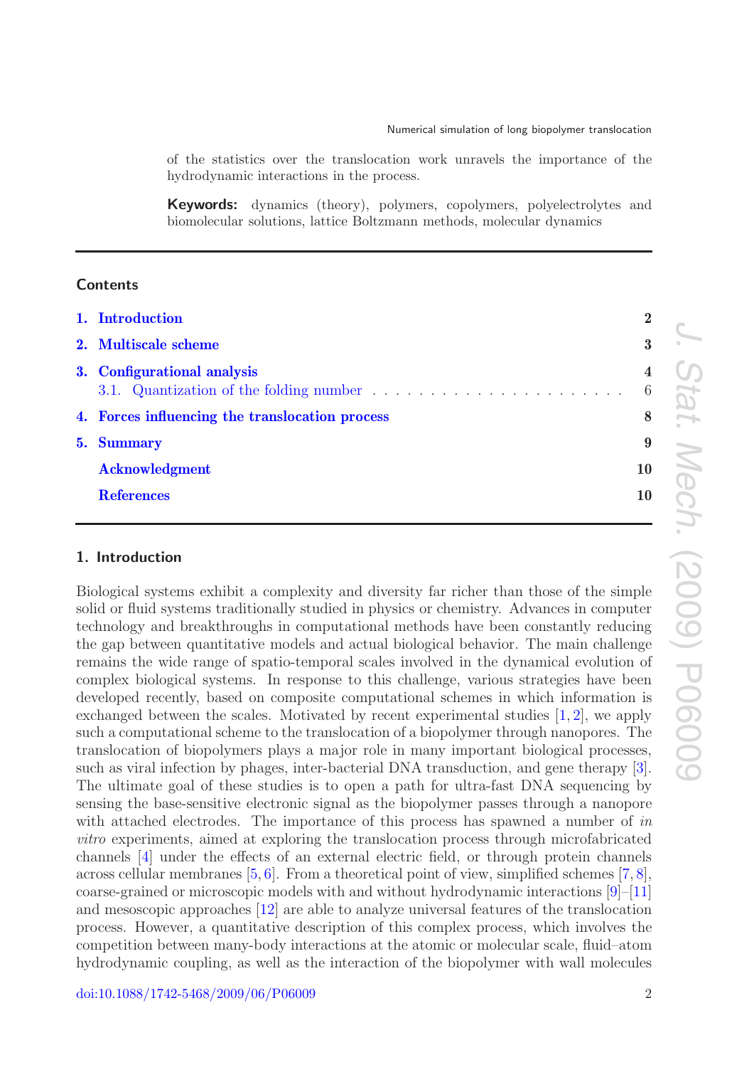of the statistics over the translocation work unravels the importance of the hydrodynamic interactions in the process.

**Keywords:** dynamics (theory), polymers, copolymers, polyelectrolytes and biomolecular solutions, lattice Boltzmann methods, molecular dynamics

---

## Contents

1. Introduction — 2
2. Multiscale scheme — 3
3. Configurational analysis — 4
   3.1. Quantization of the folding number — 6
4. Forces influencing the translocation process — 8
5. Summary — 9

Acknowledgment — 10

References — 10

---

## 1. Introduction

Biological systems exhibit a complexity and diversity far richer than those of the simple solid or fluid systems traditionally studied in physics or chemistry. Advances in computer technology and breakthroughs in computational methods have been constantly reducing the gap between quantitative models and actual biological behavior. The main challenge remains the wide range of spatio-temporal scales involved in the dynamical evolution of complex biological systems. In response to this challenge, various strategies have been developed recently, based on composite computational schemes in which information is exchanged between the scales. Motivated by recent experimental studies [1, 2], we apply such a computational scheme to the translocation of a biopolymer through nanopores. The translocation of biopolymers plays a major role in many important biological processes, such as viral infection by phages, inter-bacterial DNA transduction, and gene therapy [3]. The ultimate goal of these studies is to open a path for ultra-fast DNA sequencing by sensing the base-sensitive electronic signal as the biopolymer passes through a nanopore with attached electrodes. The importance of this process has spawned a number of *in vitro* experiments, aimed at exploring the translocation process through microfabricated channels [4] under the effects of an external electric field, or through protein channels across cellular membranes [5, 6]. From a theoretical point of view, simplified schemes [7, 8], coarse-grained or microscopic models with and without hydrodynamic interactions [9]–[11] and mesoscopic approaches [12] are able to analyze universal features of the translocation process. However, a quantitative description of this complex process, which involves the competition between many-body interactions at the atomic or molecular scale, fluid–atom hydrodynamic coupling, as well as the interaction of the biopolymer with wall molecules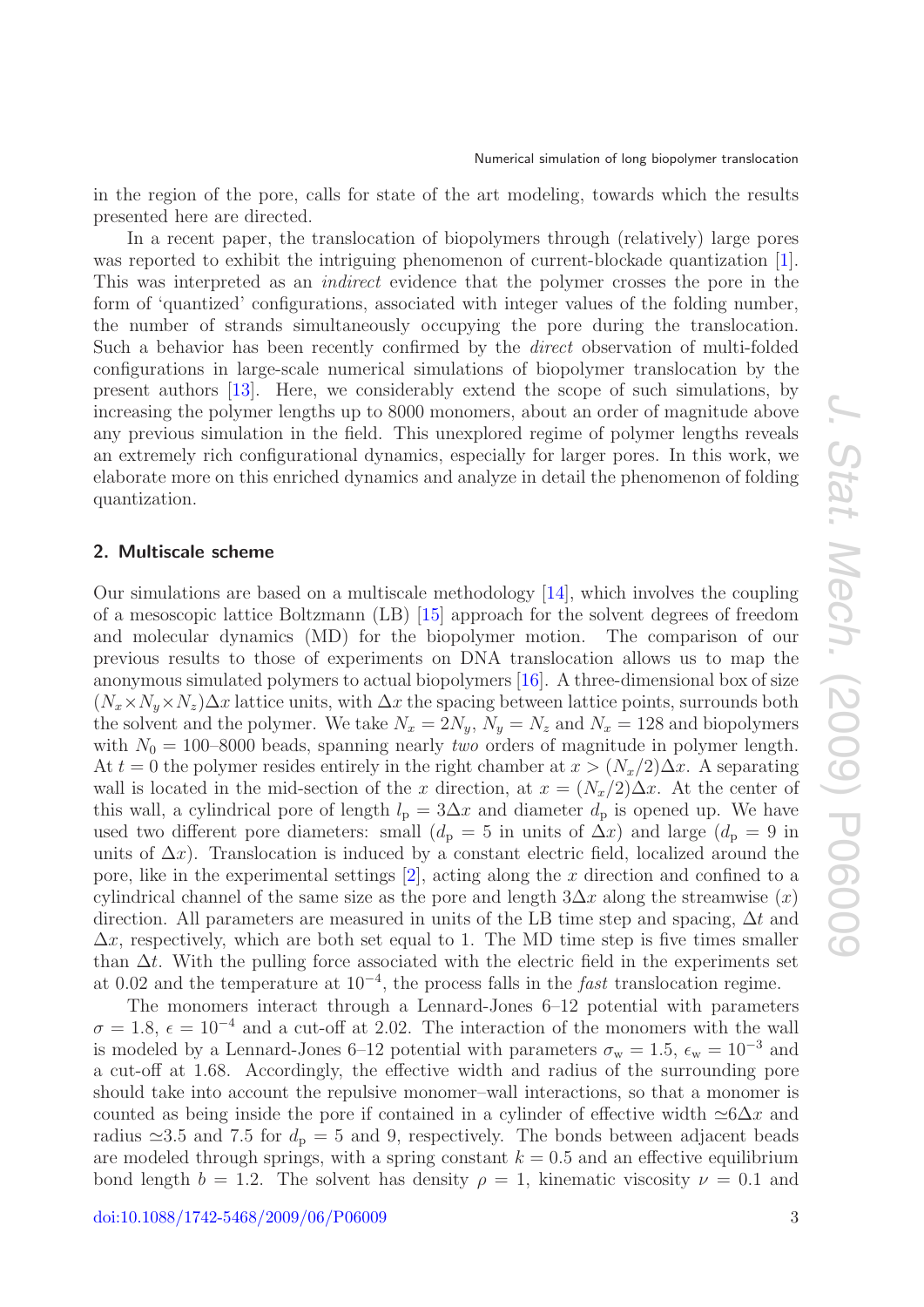in the region of the pore, calls for state of the art modeling, towards which the results presented here are directed.

In a recent paper, the translocation of biopolymers through (relatively) large pores was reported to exhibit the intriguing phenomenon of current-blockade quantization [1]. This was interpreted as an *indirect* evidence that the polymer crosses the pore in the form of 'quantized' configurations, associated with integer values of the folding number, the number of strands simultaneously occupying the pore during the translocation. Such a behavior has been recently confirmed by the *direct* observation of multi-folded configurations in large-scale numerical simulations of biopolymer translocation by the present authors [13]. Here, we considerably extend the scope of such simulations, by increasing the polymer lengths up to 8000 monomers, about an order of magnitude above any previous simulation in the field. This unexplored regime of polymer lengths reveals an extremely rich configurational dynamics, especially for larger pores. In this work, we elaborate more on this enriched dynamics and analyze in detail the phenomenon of folding quantization.

## 2. Multiscale scheme

Our simulations are based on a multiscale methodology [14], which involves the coupling of a mesoscopic lattice Boltzmann (LB) [15] approach for the solvent degrees of freedom and molecular dynamics (MD) for the biopolymer motion. The comparison of our previous results to those of experiments on DNA translocation allows us to map the anonymous simulated polymers to actual biopolymers [16]. A three-dimensional box of size $(N_x \times N_y \times N_z)\Delta x$ lattice units, with $\Delta x$ the spacing between lattice points, surrounds both the solvent and the polymer. We take $N_x = 2N_y$, $N_y = N_z$ and $N_x = 128$ and biopolymers with $N_0 = 100$–$8000$ beads, spanning nearly *two* orders of magnitude in polymer length. At $t = 0$ the polymer resides entirely in the right chamber at $x > (N_x/2)\Delta x$. A separating wall is located in the mid-section of the $x$ direction, at $x = (N_x/2)\Delta x$. At the center of this wall, a cylindrical pore of length $l_p = 3\Delta x$ and diameter $d_p$ is opened up. We have used two different pore diameters: small ($d_p = 5$ in units of $\Delta x$) and large ($d_p = 9$ in units of $\Delta x$). Translocation is induced by a constant electric field, localized around the pore, like in the experimental settings [2], acting along the $x$ direction and confined to a cylindrical channel of the same size as the pore and length $3\Delta x$ along the streamwise ($x$) direction. All parameters are measured in units of the LB time step and spacing, $\Delta t$ and $\Delta x$, respectively, which are both set equal to 1. The MD time step is five times smaller than $\Delta t$. With the pulling force associated with the electric field in the experiments set at 0.02 and the temperature at $10^{-4}$, the process falls in the *fast* translocation regime.

The monomers interact through a Lennard-Jones 6–12 potential with parameters $\sigma = 1.8$, $\epsilon = 10^{-4}$ and a cut-off at 2.02. The interaction of the monomers with the wall is modeled by a Lennard-Jones 6–12 potential with parameters $\sigma_w = 1.5$, $\epsilon_w = 10^{-3}$ and a cut-off at 1.68. Accordingly, the effective width and radius of the surrounding pore should take into account the repulsive monomer–wall interactions, so that a monomer is counted as being inside the pore if contained in a cylinder of effective width $\simeq 6\Delta x$ and radius $\simeq 3.5$ and 7.5 for $d_p = 5$ and 9, respectively. The bonds between adjacent beads are modeled through springs, with a spring constant $k = 0.5$ and an effective equilibrium bond length $b = 1.2$. The solvent has density $\rho = 1$, kinematic viscosity $\nu = 0.1$ and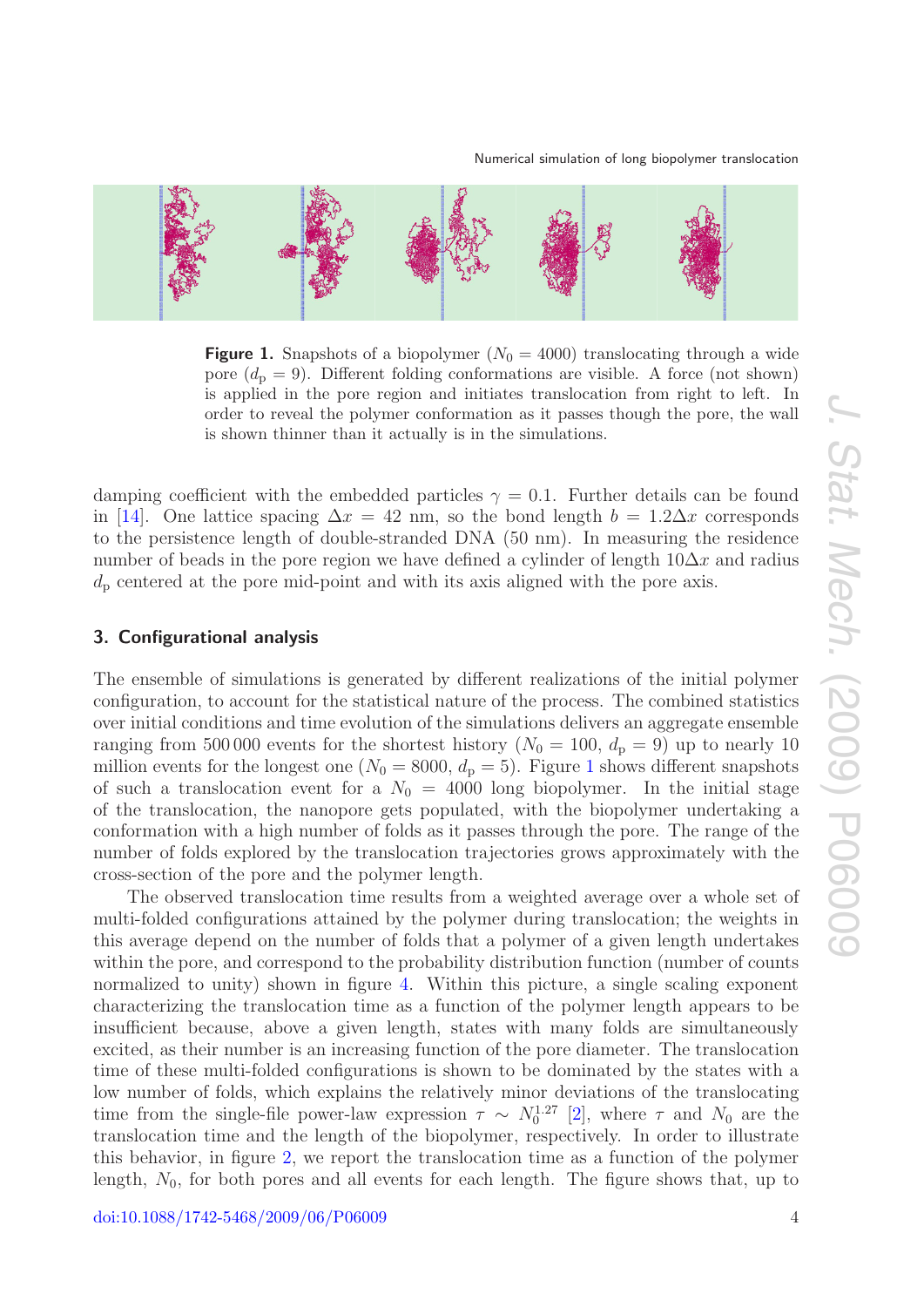**Figure 1.** Snapshots of a biopolymer ($N_0 = 4000$) translocating through a wide pore ($d_p = 9$). Different folding conformations are visible. A force (not shown) is applied in the pore region and initiates translocation from right to left. In order to reveal the polymer conformation as it passes though the pore, the wall is shown thinner than it actually is in the simulations.

damping coefficient with the embedded particles $\gamma = 0.1$. Further details can be found in [14]. One lattice spacing $\Delta x = 42$ nm, so the bond length $b = 1.2\Delta x$ corresponds to the persistence length of double-stranded DNA (50 nm). In measuring the residence number of beads in the pore region we have defined a cylinder of length $10\Delta x$ and radius $d_p$ centered at the pore mid-point and with its axis aligned with the pore axis.

## 3. Configurational analysis

The ensemble of simulations is generated by different realizations of the initial polymer configuration, to account for the statistical nature of the process. The combined statistics over initial conditions and time evolution of the simulations delivers an aggregate ensemble ranging from 500 000 events for the shortest history ($N_0 = 100$, $d_p = 9$) up to nearly 10 million events for the longest one ($N_0 = 8000$, $d_p = 5$). Figure 1 shows different snapshots of such a translocation event for a $N_0 = 4000$ long biopolymer. In the initial stage of the translocation, the nanopore gets populated, with the biopolymer undertaking a conformation with a high number of folds as it passes through the pore. The range of the number of folds explored by the translocation trajectories grows approximately with the cross-section of the pore and the polymer length.

The observed translocation time results from a weighted average over a whole set of multi-folded configurations attained by the polymer during translocation; the weights in this average depend on the number of folds that a polymer of a given length undertakes within the pore, and correspond to the probability distribution function (number of counts normalized to unity) shown in figure 4. Within this picture, a single scaling exponent characterizing the translocation time as a function of the polymer length appears to be insufficient because, above a given length, states with many folds are simultaneously excited, as their number is an increasing function of the pore diameter. The translocation time of these multi-folded configurations is shown to be dominated by the states with a low number of folds, which explains the relatively minor deviations of the translocating time from the single-file power-law expression $\tau \sim N_0^{1.27}$ [2], where $\tau$ and $N_0$ are the translocation time and the length of the biopolymer, respectively. In order to illustrate this behavior, in figure 2, we report the translocation time as a function of the polymer length, $N_0$, for both pores and all events for each length. The figure shows that, up to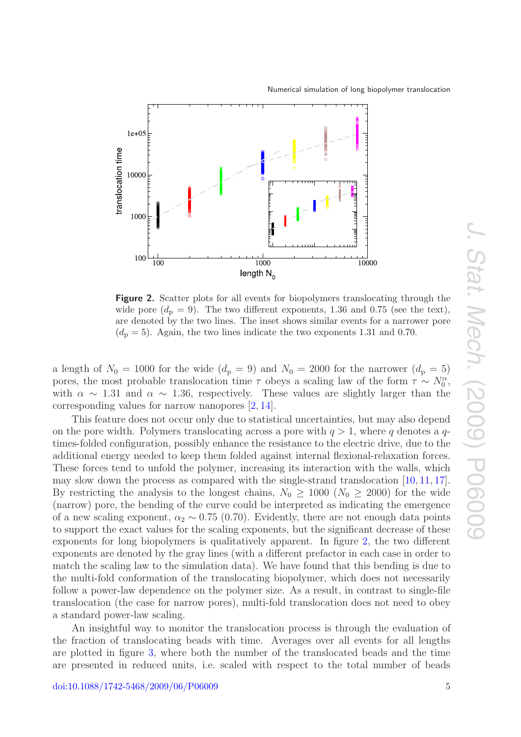**Figure 2.** Scatter plots for all events for biopolymers translocating through the wide pore ($d_\mathrm{p} = 9$). The two different exponents, 1.36 and 0.75 (see the text), are denoted by the two lines. The inset shows similar events for a narrower pore ($d_\mathrm{p} = 5$). Again, the two lines indicate the two exponents 1.31 and 0.70.

a length of $N_0 = 1000$ for the wide ($d_\mathrm{p} = 9$) and $N_0 = 2000$ for the narrower ($d_\mathrm{p} = 5$) pores, the most probable translocation time $\tau$ obeys a scaling law of the form $\tau \sim N_0^{\alpha}$, with $\alpha \sim 1.31$ and $\alpha \sim 1.36$, respectively. These values are slightly larger than the corresponding values for narrow nanopores [2, 14].

This feature does not occur only due to statistical uncertainties, but may also depend on the pore width. Polymers translocating across a pore with $q > 1$, where $q$ denotes a $q$-times-folded configuration, possibly enhance the resistance to the electric drive, due to the additional energy needed to keep them folded against internal flexional-relaxation forces. These forces tend to unfold the polymer, increasing its interaction with the walls, which may slow down the process as compared with the single-strand translocation [10, 11, 17]. By restricting the analysis to the longest chains, $N_0 \geq 1000$ ($N_0 \geq 2000$) for the wide (narrow) pore, the bending of the curve could be interpreted as indicating the emergence of a new scaling exponent, $\alpha_2 \sim 0.75$ (0.70). Evidently, there are not enough data points to support the exact values for the scaling exponents, but the significant decrease of these exponents for long biopolymers is qualitatively apparent. In figure 2, the two different exponents are denoted by the gray lines (with a different prefactor in each case in order to match the scaling law to the simulation data). We have found that this bending is due to the multi-fold conformation of the translocating biopolymer, which does not necessarily follow a power-law dependence on the polymer size. As a result, in contrast to single-file translocation (the case for narrow pores), multi-fold translocation does not need to obey a standard power-law scaling.

An insightful way to monitor the translocation process is through the evaluation of the fraction of translocating beads with time. Averages over all events for all lengths are plotted in figure 3, where both the number of the translocated beads and the time are presented in reduced units, i.e. scaled with respect to the total number of beads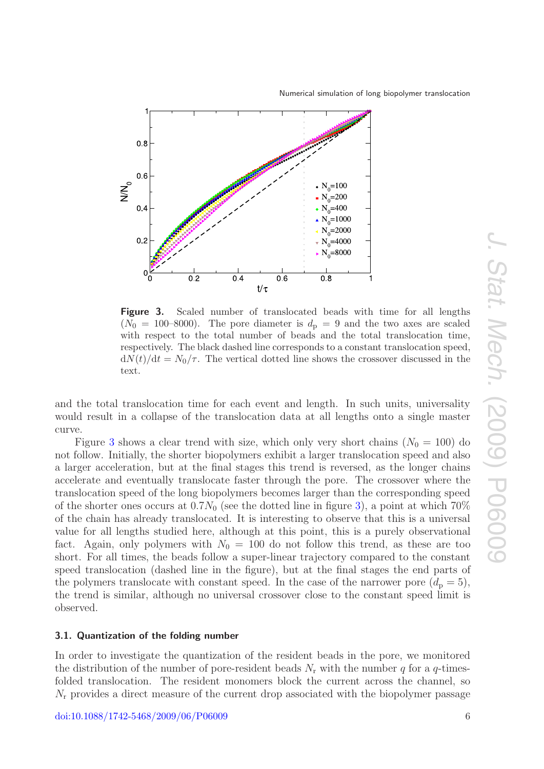**Figure 3.** Scaled number of translocated beads with time for all lengths ($N_0 = 100$–$8000$). The pore diameter is $d_\mathrm{p} = 9$ and the two axes are scaled with respect to the total number of beads and the total translocation time, respectively. The black dashed line corresponds to a constant translocation speed, $\mathrm{d}N(t)/\mathrm{d}t = N_0/\tau$. The vertical dotted line shows the crossover discussed in the text.

and the total translocation time for each event and length. In such units, universality would result in a collapse of the translocation data at all lengths onto a single master curve.

Figure 3 shows a clear trend with size, which only very short chains ($N_0 = 100$) do not follow. Initially, the shorter biopolymers exhibit a larger translocation speed and also a larger acceleration, but at the final stages this trend is reversed, as the longer chains accelerate and eventually translocate faster through the pore. The crossover where the translocation speed of the long biopolymers becomes larger than the corresponding speed of the shorter ones occurs at $0.7N_0$ (see the dotted line in figure 3), a point at which 70% of the chain has already translocated. It is interesting to observe that this is a universal value for all lengths studied here, although at this point, this is a purely observational fact. Again, only polymers with $N_0 = 100$ do not follow this trend, as these are too short. For all times, the beads follow a super-linear trajectory compared to the constant speed translocation (dashed line in the figure), but at the final stages the end parts of the polymers translocate with constant speed. In the case of the narrower pore ($d_\mathrm{p} = 5$), the trend is similar, although no universal crossover close to the constant speed limit is observed.

### 3.1. Quantization of the folding number

In order to investigate the quantization of the resident beads in the pore, we monitored the distribution of the number of pore-resident beads $N_\mathrm{r}$ with the number $q$ for a $q$-times-folded translocation. The resident monomers block the current across the channel, so $N_\mathrm{r}$ provides a direct measure of the current drop associated with the biopolymer passage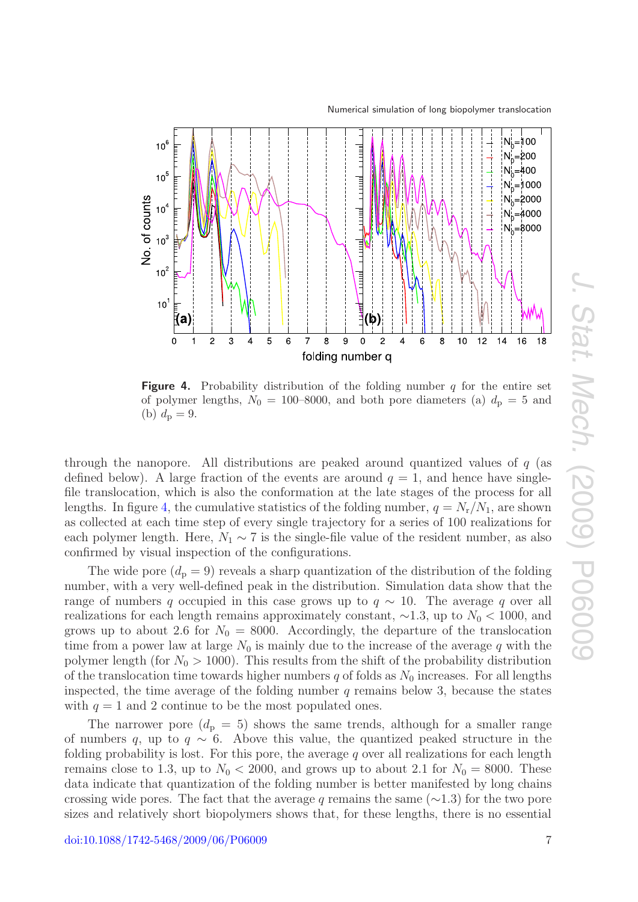**Figure 4.** Probability distribution of the folding number $q$ for the entire set of polymer lengths, $N_0 = 100$–$8000$, and both pore diameters (a) $d_\mathrm{p} = 5$ and (b) $d_\mathrm{p} = 9$.

through the nanopore. All distributions are peaked around quantized values of $q$ (as defined below). A large fraction of the events are around $q = 1$, and hence have single-file translocation, which is also the conformation at the late stages of the process for all lengths. In figure 4, the cumulative statistics of the folding number, $q = N_\mathrm{r}/N_1$, are shown as collected at each time step of every single trajectory for a series of 100 realizations for each polymer length. Here, $N_1 \sim 7$ is the single-file value of the resident number, as also confirmed by visual inspection of the configurations.

The wide pore ($d_\mathrm{p} = 9$) reveals a sharp quantization of the distribution of the folding number, with a very well-defined peak in the distribution. Simulation data show that the range of numbers $q$ occupied in this case grows up to $q \sim 10$. The average $q$ over all realizations for each length remains approximately constant, $\sim$1.3, up to $N_0 < 1000$, and grows up to about 2.6 for $N_0 = 8000$. Accordingly, the departure of the translocation time from a power law at large $N_0$ is mainly due to the increase of the average $q$ with the polymer length (for $N_0 > 1000$). This results from the shift of the probability distribution of the translocation time towards higher numbers $q$ of folds as $N_0$ increases. For all lengths inspected, the time average of the folding number $q$ remains below 3, because the states with $q = 1$ and 2 continue to be the most populated ones.

The narrower pore ($d_\mathrm{p} = 5$) shows the same trends, although for a smaller range of numbers $q$, up to $q \sim 6$. Above this value, the quantized peaked structure in the folding probability is lost. For this pore, the average $q$ over all realizations for each length remains close to 1.3, up to $N_0 < 2000$, and grows up to about 2.1 for $N_0 = 8000$. These data indicate that quantization of the folding number is better manifested by long chains crossing wide pores. The fact that the average $q$ remains the same ($\sim$1.3) for the two pore sizes and relatively short biopolymers shows that, for these lengths, there is no essential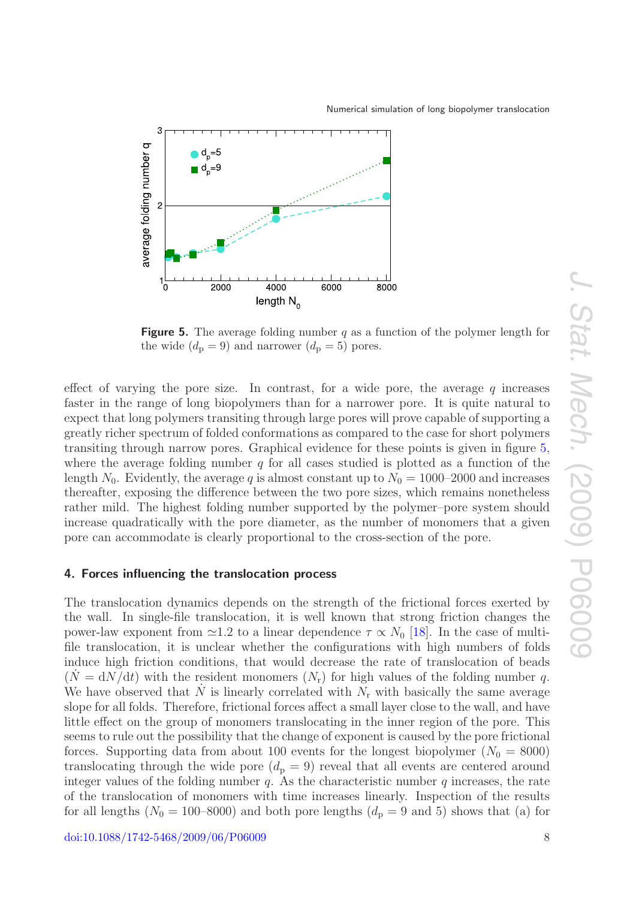**Figure 5.** The average folding number $q$ as a function of the polymer length for the wide ($d_\mathrm{p} = 9$) and narrower ($d_\mathrm{p} = 5$) pores.

effect of varying the pore size. In contrast, for a wide pore, the average $q$ increases faster in the range of long biopolymers than for a narrower pore. It is quite natural to expect that long polymers transiting through large pores will prove capable of supporting a greatly richer spectrum of folded conformations as compared to the case for short polymers transiting through narrow pores. Graphical evidence for these points is given in figure 5, where the average folding number $q$ for all cases studied is plotted as a function of the length $N_0$. Evidently, the average $q$ is almost constant up to $N_0 = 1000$–$2000$ and increases thereafter, exposing the difference between the two pore sizes, which remains nonetheless rather mild. The highest folding number supported by the polymer–pore system should increase quadratically with the pore diameter, as the number of monomers that a given pore can accommodate is clearly proportional to the cross-section of the pore.

## 4. Forces influencing the translocation process

The translocation dynamics depends on the strength of the frictional forces exerted by the wall. In single-file translocation, it is well known that strong friction changes the power-law exponent from $\simeq 1.2$ to a linear dependence $\tau \propto N_0$ [18]. In the case of multi-file translocation, it is unclear whether the configurations with high numbers of folds induce high friction conditions, that would decrease the rate of translocation of beads ($\dot{N} = \mathrm{d}N/\mathrm{d}t$) with the resident monomers ($N_\mathrm{r}$) for high values of the folding number $q$. We have observed that $\dot{N}$ is linearly correlated with $N_\mathrm{r}$ with basically the same average slope for all folds. Therefore, frictional forces affect a small layer close to the wall, and have little effect on the group of monomers translocating in the inner region of the pore. This seems to rule out the possibility that the change of exponent is caused by the pore frictional forces. Supporting data from about 100 events for the longest biopolymer ($N_0 = 8000$) translocating through the wide pore ($d_\mathrm{p} = 9$) reveal that all events are centered around integer values of the folding number $q$. As the characteristic number $q$ increases, the rate of the translocation of monomers with time increases linearly. Inspection of the results for all lengths ($N_0 = 100$–$8000$) and both pore lengths ($d_\mathrm{p} = 9$ and 5) shows that (a) for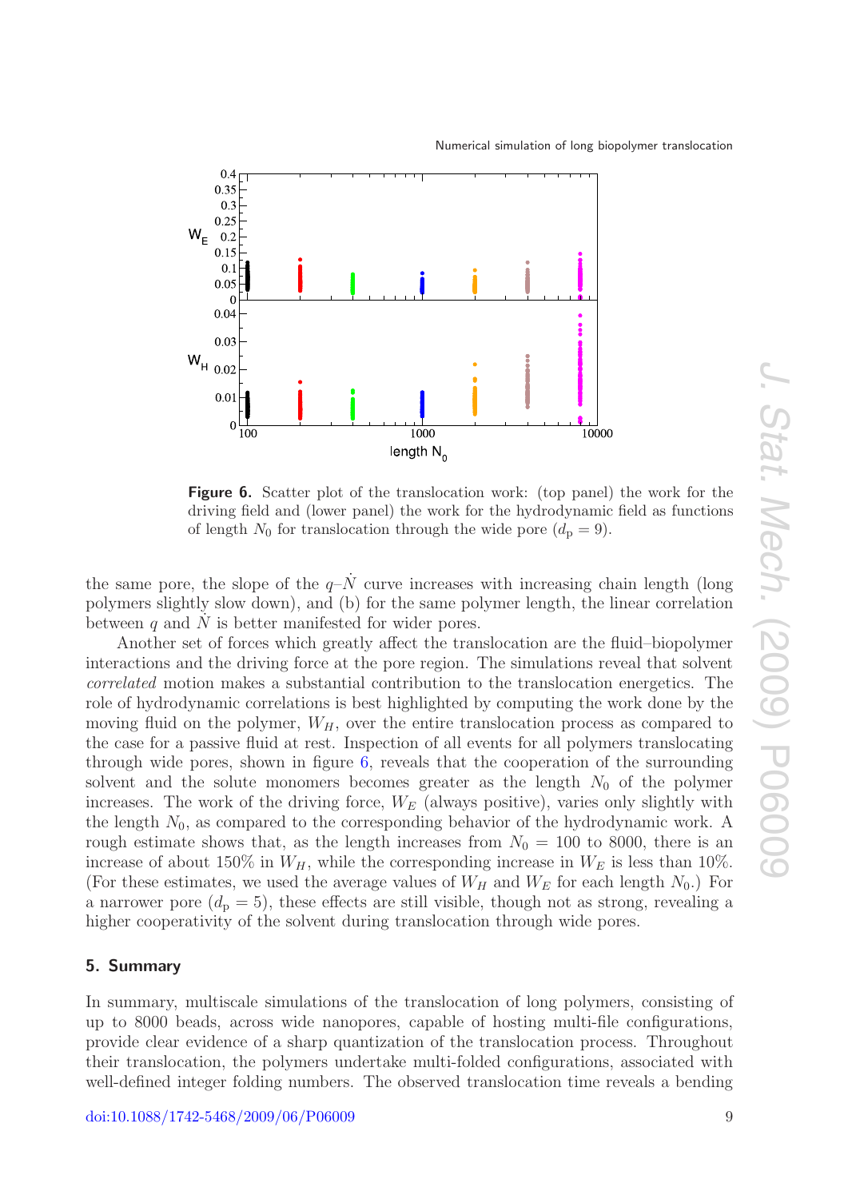**Figure 6.** Scatter plot of the translocation work: (top panel) the work for the driving field and (lower panel) the work for the hydrodynamic field as functions of length $N_0$ for translocation through the wide pore ($d_\mathrm{p} = 9$).

the same pore, the slope of the $q$–$\dot{N}$ curve increases with increasing chain length (long polymers slightly slow down), and (b) for the same polymer length, the linear correlation between $q$ and $\dot{N}$ is better manifested for wider pores.

Another set of forces which greatly affect the translocation are the fluid–biopolymer interactions and the driving force at the pore region. The simulations reveal that solvent *correlated* motion makes a substantial contribution to the translocation energetics. The role of hydrodynamic correlations is best highlighted by computing the work done by the moving fluid on the polymer, $W_H$, over the entire translocation process as compared to the case for a passive fluid at rest. Inspection of all events for all polymers translocating through wide pores, shown in figure 6, reveals that the cooperation of the surrounding solvent and the solute monomers becomes greater as the length $N_0$ of the polymer increases. The work of the driving force, $W_E$ (always positive), varies only slightly with the length $N_0$, as compared to the corresponding behavior of the hydrodynamic work. A rough estimate shows that, as the length increases from $N_0 = 100$ to 8000, there is an increase of about 150% in $W_H$, while the corresponding increase in $W_E$ is less than 10%. (For these estimates, we used the average values of $W_H$ and $W_E$ for each length $N_0$.) For a narrower pore ($d_\mathrm{p} = 5$), these effects are still visible, though not as strong, revealing a higher cooperativity of the solvent during translocation through wide pores.

## 5. Summary

In summary, multiscale simulations of the translocation of long polymers, consisting of up to 8000 beads, across wide nanopores, capable of hosting multi-file configurations, provide clear evidence of a sharp quantization of the translocation process. Throughout their translocation, the polymers undertake multi-folded configurations, associated with well-defined integer folding numbers. The observed translocation time reveals a bending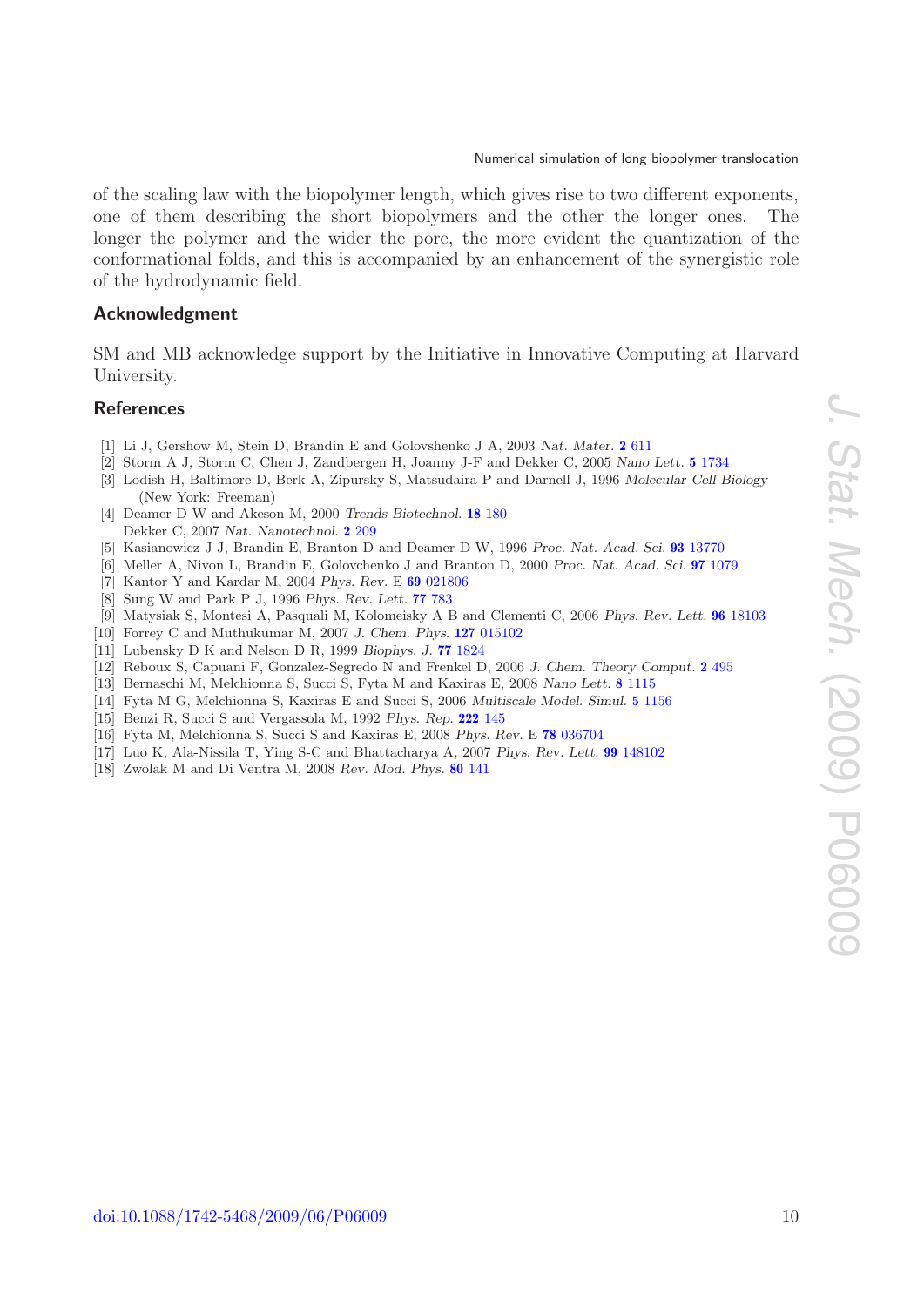of the scaling law with the biopolymer length, which gives rise to two different exponents, one of them describing the short biopolymers and the other the longer ones. The longer the polymer and the wider the pore, the more evident the quantization of the conformational folds, and this is accompanied by an enhancement of the synergistic role of the hydrodynamic field.

## Acknowledgment

SM and MB acknowledge support by the Initiative in Innovative Computing at Harvard University.

## References

[1] Li J, Gershow M, Stein D, Brandin E and Golovshenko J A, 2003 *Nat. Mater.* **2** 611
[2] Storm A J, Storm C, Chen J, Zandbergen H, Joanny J-F and Dekker C, 2005 *Nano Lett.* **5** 1734
[3] Lodish H, Baltimore D, Berk A, Zipursky S, Matsudaira P and Darnell J, 1996 *Molecular Cell Biology* (New York: Freeman)
[4] Deamer D W and Akeson M, 2000 *Trends Biotechnol.* **18** 180
Dekker C, 2007 *Nat. Nanotechnol.* **2** 209
[5] Kasianowicz J J, Brandin E, Branton D and Deamer D W, 1996 *Proc. Nat. Acad. Sci.* **93** 13770
[6] Meller A, Nivon L, Brandin E, Golovchenko J and Branton D, 2000 *Proc. Nat. Acad. Sci.* **97** 1079
[7] Kantor Y and Kardar M, 2004 *Phys. Rev.* E **69** 021806
[8] Sung W and Park P J, 1996 *Phys. Rev. Lett.* **77** 783
[9] Matysiak S, Montesi A, Pasquali M, Kolomeisky A B and Clementi C, 2006 *Phys. Rev. Lett.* **96** 18103
[10] Forrey C and Muthukumar M, 2007 *J. Chem. Phys.* **127** 015102
[11] Lubensky D K and Nelson D R, 1999 *Biophys. J.* **77** 1824
[12] Reboux S, Capuani F, Gonzalez-Segredo N and Frenkel D, 2006 *J. Chem. Theory Comput.* **2** 495
[13] Bernaschi M, Melchionna S, Succi S, Fyta M and Kaxiras E, 2008 *Nano Lett.* **8** 1115
[14] Fyta M G, Melchionna S, Kaxiras E and Succi S, 2006 *Multiscale Model. Simul.* **5** 1156
[15] Benzi R, Succi S and Vergassola M, 1992 *Phys. Rep.* **222** 145
[16] Fyta M, Melchionna S, Succi S and Kaxiras E, 2008 *Phys. Rev.* E **78** 036704
[17] Luo K, Ala-Nissila T, Ying S-C and Bhattacharya A, 2007 *Phys. Rev. Lett.* **99** 148102
[18] Zwolak M and Di Ventra M, 2008 *Rev. Mod. Phys.* **80** 141